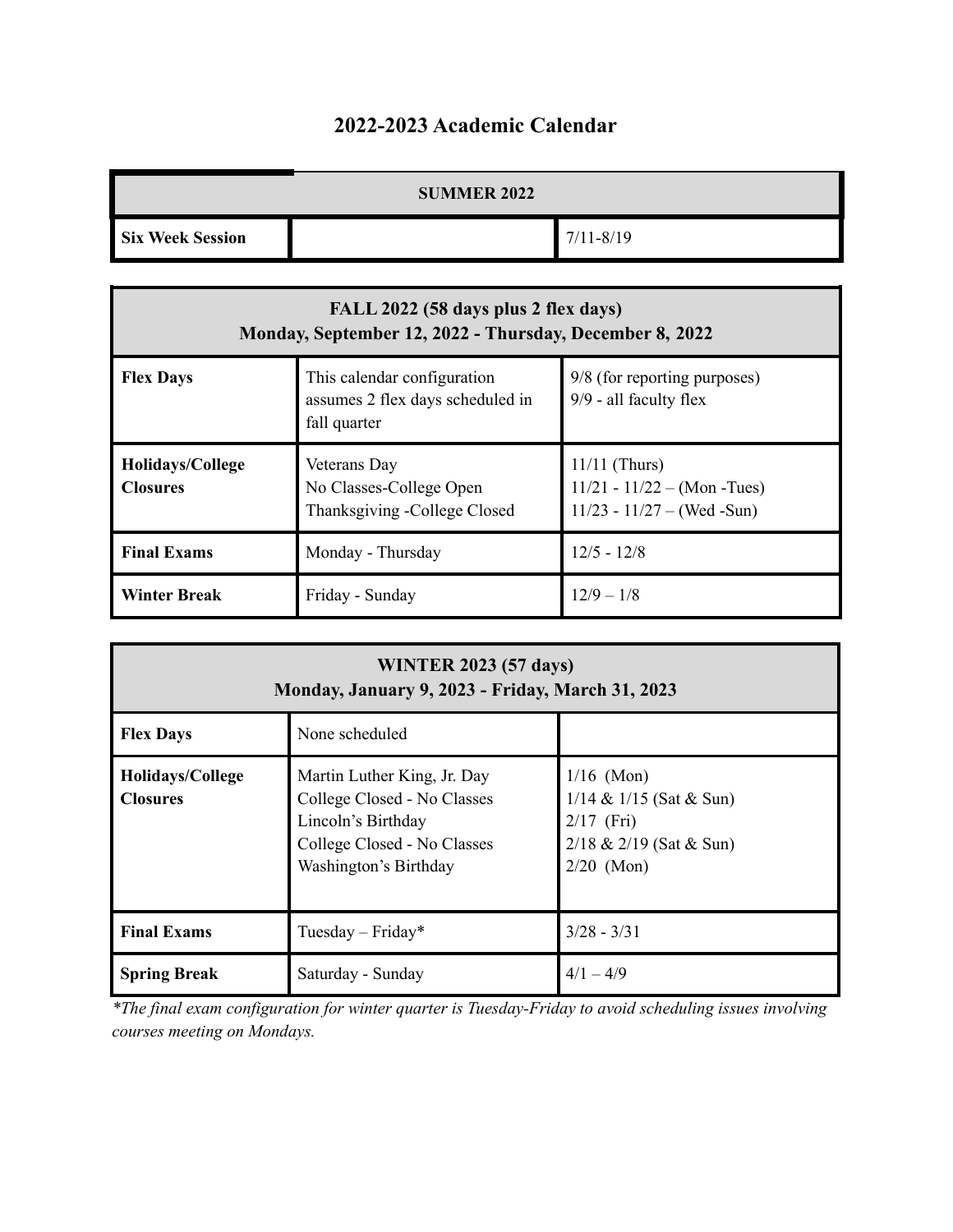# 2022-2023 Academic Calendar

| SUMMER 2022 | | |
|---|---|---|
| **Six Week Session** | | 7/11-8/19 |

| **FALL 2022 (58 days plus 2 flex days)<br>Monday, September 12, 2022 - Thursday, December 8, 2022** | | |
|---|---|---|
| **Flex Days** | This calendar configuration assumes 2 flex days scheduled in fall quarter | 9/8 (for reporting purposes)<br>9/9 - all faculty flex |
| **Holidays/College Closures** | Veterans Day<br>No Classes-College Open<br>Thanksgiving -College Closed | 11/11 (Thurs)<br>11/21 - 11/22 – (Mon -Tues)<br>11/23 - 11/27 – (Wed -Sun) |
| **Final Exams** | Monday - Thursday | 12/5 - 12/8 |
| **Winter Break** | Friday - Sunday | 12/9 – 1/8 |

| **WINTER 2023 (57 days)<br>Monday, January 9, 2023 - Friday, March 31, 2023** | | |
|---|---|---|
| **Flex Days** | None scheduled | |
| **Holidays/College Closures** | Martin Luther King, Jr. Day<br>College Closed - No Classes<br>Lincoln's Birthday<br>College Closed - No Classes<br>Washington's Birthday | 1/16 (Mon)<br>1/14 & 1/15 (Sat & Sun)<br>2/17 (Fri)<br>2/18 & 2/19 (Sat & Sun)<br>2/20 (Mon) |
| **Final Exams** | Tuesday – Friday* | 3/28 - 3/31 |
| **Spring Break** | Saturday - Sunday | 4/1 – 4/9 |

*\*The final exam configuration for winter quarter is Tuesday-Friday to avoid scheduling issues involving courses meeting on Mondays.*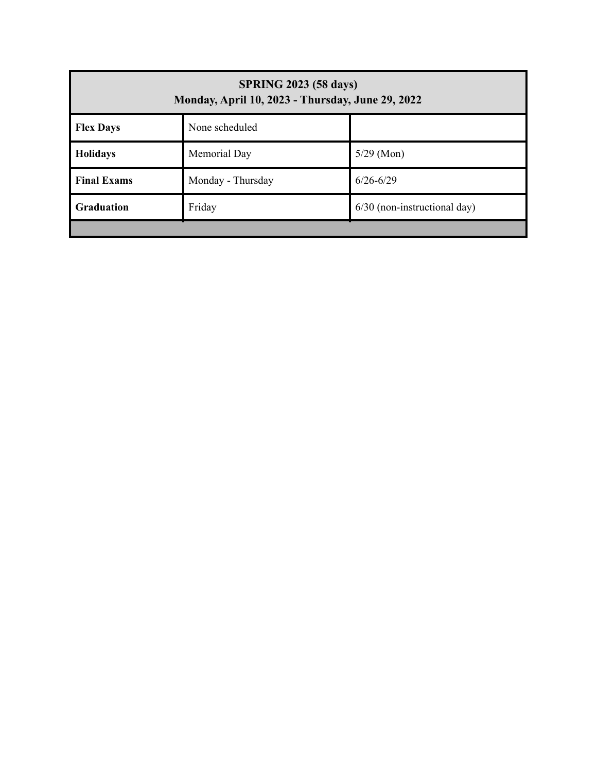| SPRING 2023 (58 days)<br>Monday, April 10, 2023 - Thursday, June 29, 2022 | | |
|---|---|---|
| **Flex Days** | None scheduled | |
| **Holidays** | Memorial Day | 5/29 (Mon) |
| **Final Exams** | Monday - Thursday | 6/26-6/29 |
| **Graduation** | Friday | 6/30 (non-instructional day) |